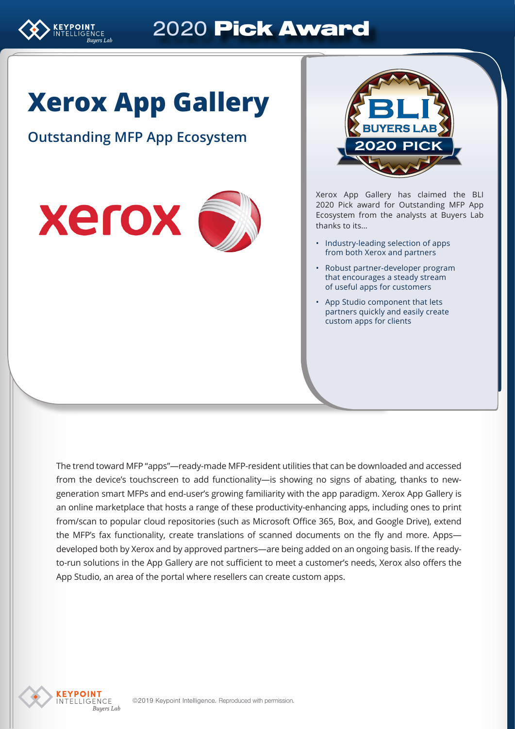# 2020 Pick Award

# Xerox App Gallery

## Outstanding MFP App Ecosystem

Xerox App Gallery has claimed the BLI 2020 Pick award for Outstanding MFP App Ecosystem from the analysts at Buyers Lab thanks to its...

- Industry-leading selection of apps from both Xerox and partners
- Robust partner-developer program that encourages a steady stream of useful apps for customers
- App Studio component that lets partners quickly and easily create custom apps for clients

The trend toward MFP "apps"—ready-made MFP-resident utilities that can be downloaded and accessed from the device's touchscreen to add functionality—is showing no signs of abating, thanks to new-generation smart MFPs and end-user's growing familiarity with the app paradigm. Xerox App Gallery is an online marketplace that hosts a range of these productivity-enhancing apps, including ones to print from/scan to popular cloud repositories (such as Microsoft Office 365, Box, and Google Drive), extend the MFP's fax functionality, create translations of scanned documents on the fly and more. Apps—developed both by Xerox and by approved partners—are being added on an ongoing basis. If the ready-to-run solutions in the App Gallery are not sufficient to meet a customer's needs, Xerox also offers the App Studio, an area of the portal where resellers can create custom apps.

©2019 Keypoint Intelligence. Reproduced with permission.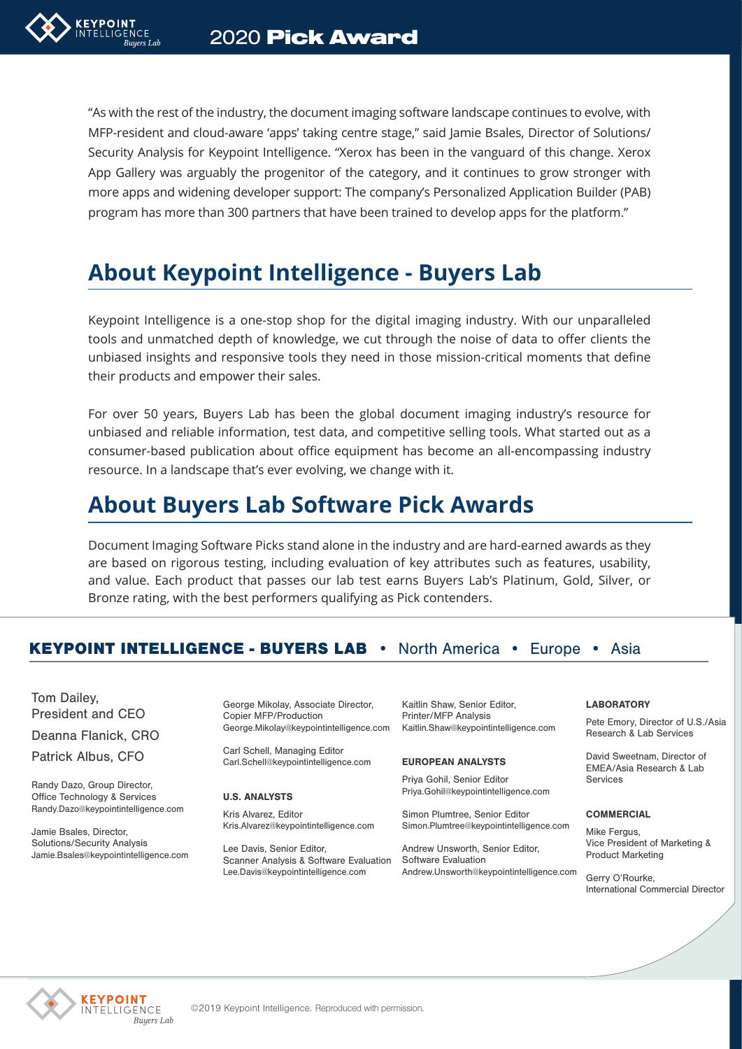"As with the rest of the industry, the document imaging software landscape continues to evolve, with MFP-resident and cloud-aware 'apps' taking centre stage," said Jamie Bsales, Director of Solutions/ Security Analysis for Keypoint Intelligence. "Xerox has been in the vanguard of this change. Xerox App Gallery was arguably the progenitor of the category, and it continues to grow stronger with more apps and widening developer support: The company's Personalized Application Builder (PAB) program has more than 300 partners that have been trained to develop apps for the platform."

## About Keypoint Intelligence - Buyers Lab

Keypoint Intelligence is a one-stop shop for the digital imaging industry. With our unparalleled tools and unmatched depth of knowledge, we cut through the noise of data to offer clients the unbiased insights and responsive tools they need in those mission-critical moments that define their products and empower their sales.

For over 50 years, Buyers Lab has been the global document imaging industry's resource for unbiased and reliable information, test data, and competitive selling tools. What started out as a consumer-based publication about office equipment has become an all-encompassing industry resource. In a landscape that's ever evolving, we change with it.

## About Buyers Lab Software Pick Awards

Document Imaging Software Picks stand alone in the industry and are hard-earned awards as they are based on rigorous testing, including evaluation of key attributes such as features, usability, and value. Each product that passes our lab test earns Buyers Lab's Platinum, Gold, Silver, or Bronze rating, with the best performers qualifying as Pick contenders.

### KEYPOINT INTELLIGENCE - BUYERS LAB • North America • Europe • Asia

Tom Dailey, President and CEO

Deanna Flanick, CRO

Patrick Albus, CFO

Randy Dazo, Group Director, Office Technology & Services
Randy.Dazo@keypointintelligence.com

Jamie Bsales, Director, Solutions/Security Analysis
Jamie.Bsales@keypointintelligence.com

George Mikolay, Associate Director, Copier MFP/Production
George.Mikolay@keypointintelligence.com

Carl Schell, Managing Editor
Carl.Schell@keypointintelligence.com

**U.S. ANALYSTS**

Kris Alvarez, Editor
Kris.Alvarez@keypointintelligence.com

Lee Davis, Senior Editor, Scanner Analysis & Software Evaluation
Lee.Davis@keypointintelligence.com

Kaitlin Shaw, Senior Editor, Printer/MFP Analysis
Kaitlin.Shaw@keypointintelligence.com

**EUROPEAN ANALYSTS**

Priya Gohil, Senior Editor
Priya.Gohil@keypointintelligence.com

Simon Plumtree, Senior Editor
Simon.Plumtree@keypointintelligence.com

Andrew Unsworth, Senior Editor, Software Evaluation
Andrew.Unsworth@keypointintelligence.com

**LABORATORY**

Pete Emory, Director of U.S./Asia Research & Lab Services

David Sweetnam, Director of EMEA/Asia Research & Lab Services

**COMMERCIAL**

Mike Fergus, Vice President of Marketing & Product Marketing

Gerry O'Rourke, International Commercial Director

©2019 Keypoint Intelligence. Reproduced with permission.